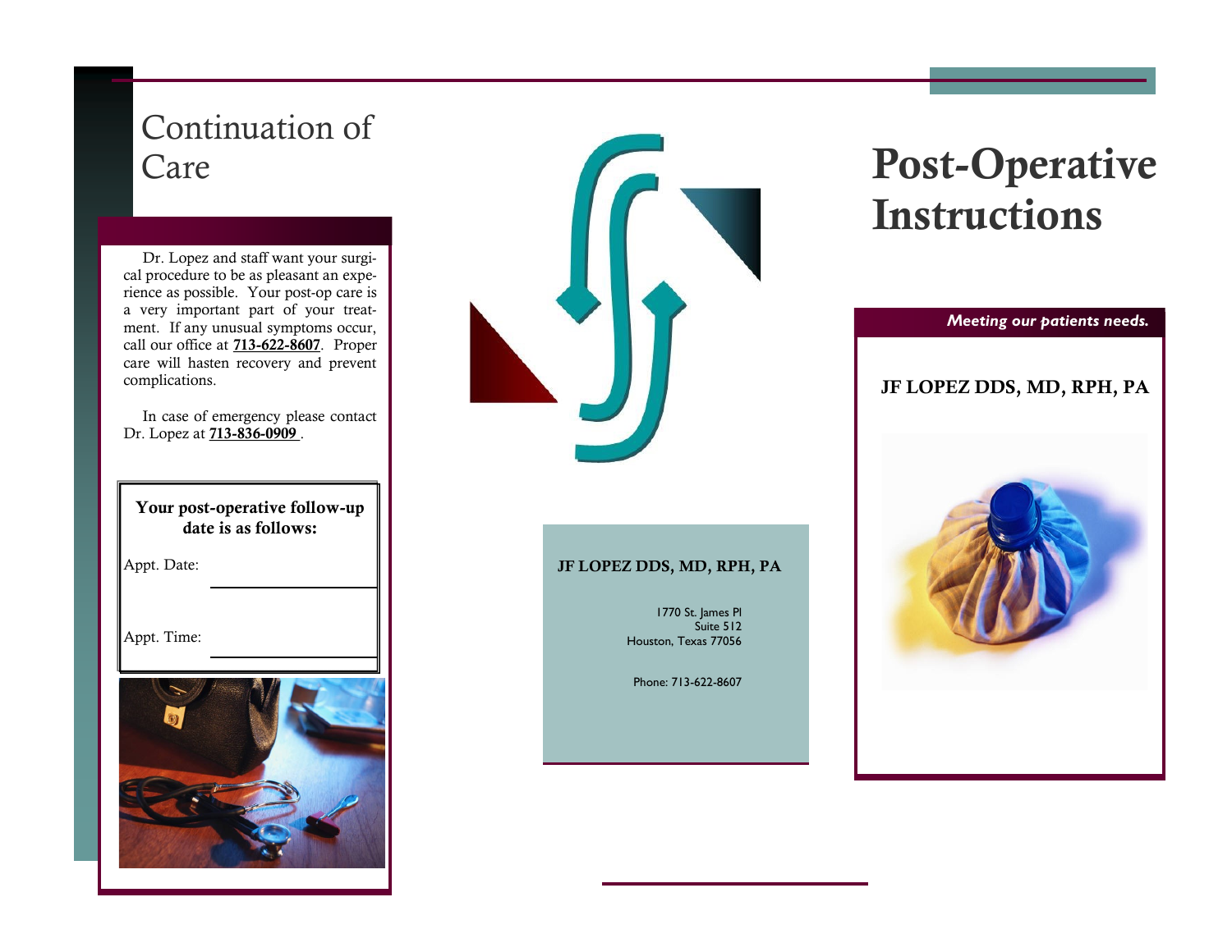# Continuation of Care

Dr. Lopez and staff want your surgical procedure to be as pleasant an experience as possible. Your post-op care is a very important part of your treatment. If any unusual symptoms occur, call our office at **713-622-8607**. Proper care will hasten recovery and prevent complications.

In case of emergency please contact Dr. Lopez at **713-836-0909** .

**Your post-operative follow-up date is as follows:**

Appt. Date: ____________________

Appt. Time: ____________________

**JF LOPEZ DDS, MD, RPH, PA**

1770 St. James Pl
Suite 512
Houston, Texas 77056

Phone: 713-622-8607

# Post-Operative Instructions

***Meeting our patients needs.***

**JF LOPEZ DDS, MD, RPH, PA**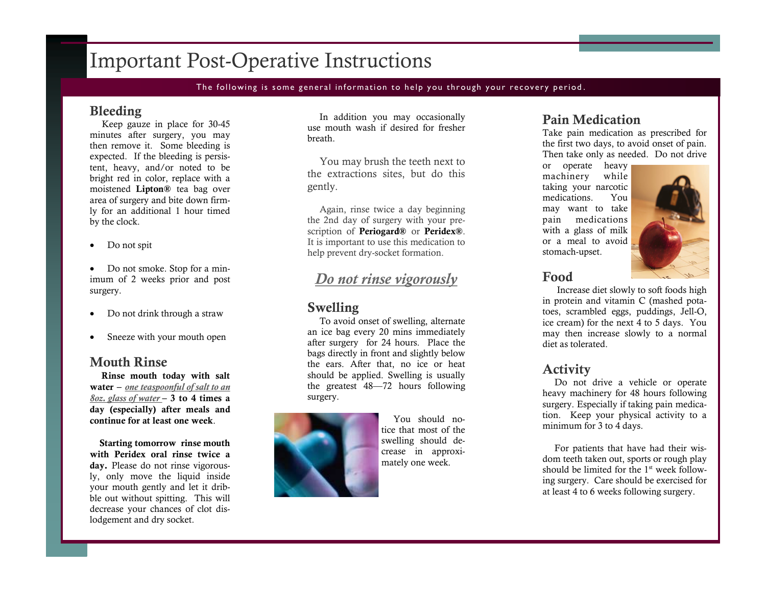# Important Post-Operative Instructions

The following is some general information to help you through your recovery period.

## Bleeding

Keep gauze in place for 30-45 minutes after surgery, you may then remove it. Some bleeding is expected. If the bleeding is persistent, heavy, and/or noted to be bright red in color, replace with a moistened **Lipton®** tea bag over area of surgery and bite down firmly for an additional 1 hour timed by the clock.

- Do not spit
- Do not smoke. Stop for a minimum of 2 weeks prior and post surgery.
- Do not drink through a straw
- Sneeze with your mouth open

## Mouth Rinse

**Rinse mouth today with salt water –** ***one teaspoonful of salt to an 8oz. glass of water*** **– 3 to 4 times a day (especially) after meals and continue for at least one week**.

**Starting tomorrow rinse mouth with Peridex oral rinse twice a day.** Please do not rinse vigorously, only move the liquid inside your mouth gently and let it dribble out without spitting. This will decrease your chances of clot dislodgement and dry socket.

In addition you may occasionally use mouth wash if desired for fresher breath.

You may brush the teeth next to the extractions sites, but do this gently.

Again, rinse twice a day beginning the 2nd day of surgery with your prescription of **Periogard®** or **Peridex®**. It is important to use this medication to help prevent dry-socket formation.

***Do not rinse vigorously***

## Swelling

To avoid onset of swelling, alternate an ice bag every 20 mins immediately after surgery for 24 hours. Place the bags directly in front and slightly below the ears. After that, no ice or heat should be applied. Swelling is usually the greatest 48—72 hours following surgery.

You should notice that most of the swelling should decrease in approximately one week.

## Pain Medication

Take pain medication as prescribed for the first two days, to avoid onset of pain. Then take only as needed. Do not drive or operate heavy machinery while taking your narcotic medications. You may want to take pain medications with a glass of milk or a meal to avoid stomach-upset.

## Food

Increase diet slowly to soft foods high in protein and vitamin C (mashed potatoes, scrambled eggs, puddings, Jell-O, ice cream) for the next 4 to 5 days. You may then increase slowly to a normal diet as tolerated.

## Activity

Do not drive a vehicle or operate heavy machinery for 48 hours following surgery. Especially if taking pain medication. Keep your physical activity to a minimum for 3 to 4 days.

For patients that have had their wisdom teeth taken out, sports or rough play should be limited for the 1st week following surgery. Care should be exercised for at least 4 to 6 weeks following surgery.